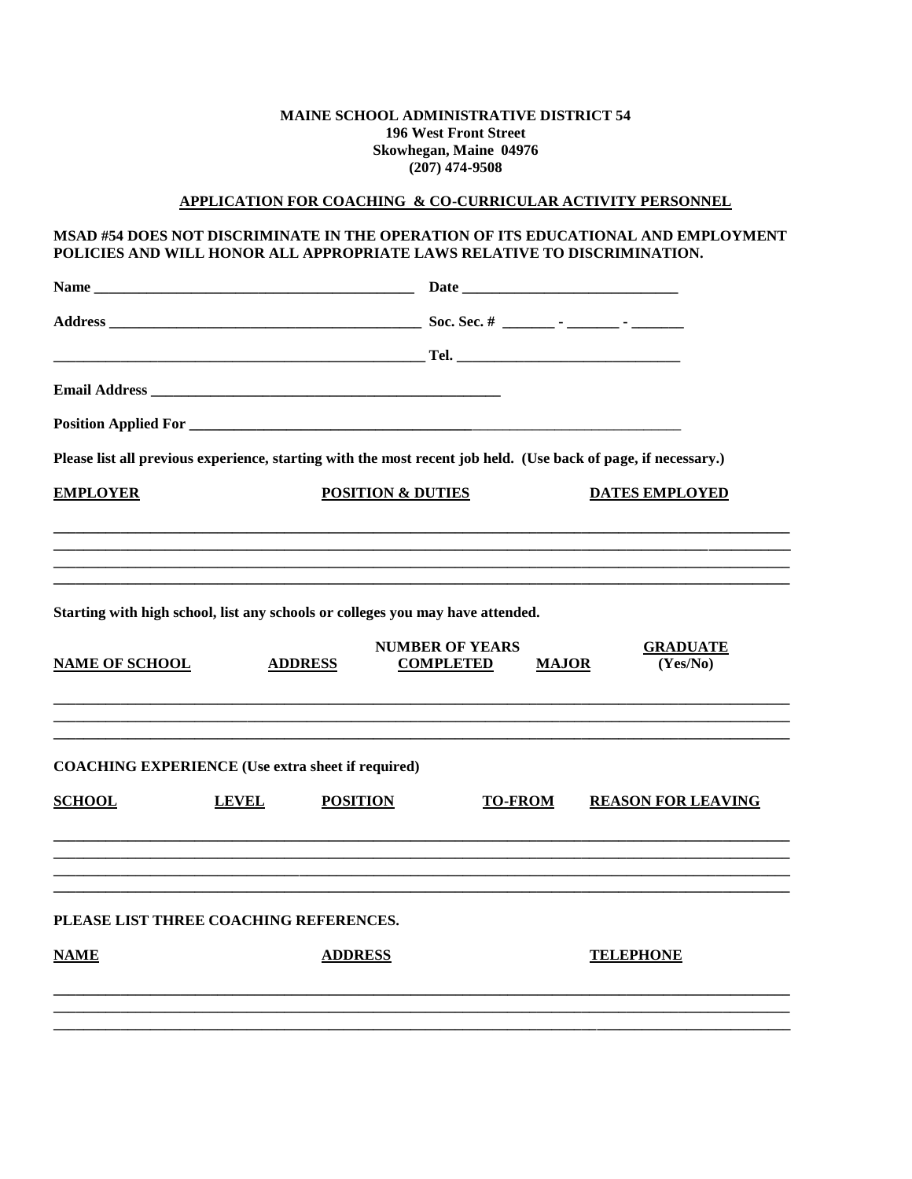**MAINE SCHOOL ADMINISTRATIVE DISTRICT 54**
**196 West Front Street**
**Skowhegan, Maine 04976**
**(207) 474-9508**

**APPLICATION FOR COACHING & CO-CURRICULAR ACTIVITY PERSONNEL**

**MSAD #54 DOES NOT DISCRIMINATE IN THE OPERATION OF ITS EDUCATIONAL AND EMPLOYMENT POLICIES AND WILL HONOR ALL APPROPRIATE LAWS RELATIVE TO DISCRIMINATION.**

**Name** ________________________________________ **Date** ____________________________

**Address** ________________________________________ **Soc. Sec. #** _______ - _______ - _______

__________________________________________________ **Tel.** ____________________________

**Email Address** ______________________________________________

**Position Applied For** ____________________________________________________________

**Please list all previous experience, starting with the most recent job held. (Use back of page, if necessary.)**

| EMPLOYER | POSITION & DUTIES | DATES EMPLOYED |
| --- | --- | --- |
| | | |
| | | |
| | | |
| | | |

**Starting with high school, list any schools or colleges you may have attended.**

| NAME OF SCHOOL | ADDRESS | NUMBER OF YEARS COMPLETED | MAJOR | GRADUATE (Yes/No) |
| --- | --- | --- | --- | --- |
| | | | | |
| | | | | |
| | | | | |

**COACHING EXPERIENCE (Use extra sheet if required)**

| SCHOOL | LEVEL | POSITION | TO-FROM | REASON FOR LEAVING |
| --- | --- | --- | --- | --- |
| | | | | |
| | | | | |
| | | | | |
| | | | | |

**PLEASE LIST THREE COACHING REFERENCES.**

| NAME | ADDRESS | TELEPHONE |
| --- | --- | --- |
| | | |
| | | |
| | | |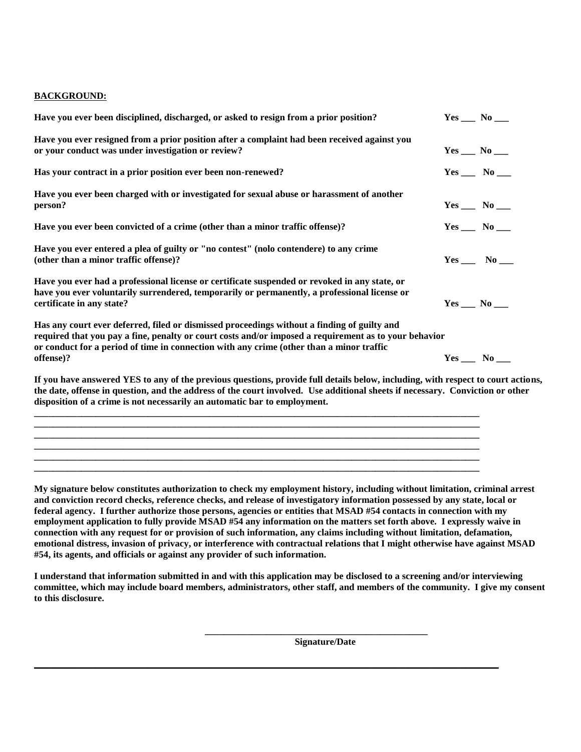**BACKGROUND:**

**Have you ever been disciplined, discharged, or asked to resign from a prior position?** **Yes ___ No ___**

**Have you ever resigned from a prior position after a complaint had been received against you or your conduct was under investigation or review?** **Yes ___ No ___**

**Has your contract in a prior position ever been non-renewed?** **Yes ___ No ___**

**Have you ever been charged with or investigated for sexual abuse or harassment of another person?** **Yes ___ No ___**

**Have you ever been convicted of a crime (other than a minor traffic offense)?** **Yes ___ No ___**

**Have you ever entered a plea of guilty or "no contest" (nolo contendere) to any crime (other than a minor traffic offense)?** **Yes ___ No ___**

**Have you ever had a professional license or certificate suspended or revoked in any state, or have you ever voluntarily surrendered, temporarily or permanently, a professional license or certificate in any state?** **Yes ___ No ___**

**Has any court ever deferred, filed or dismissed proceedings without a finding of guilty and required that you pay a fine, penalty or court costs and/or imposed a requirement as to your behavior or conduct for a period of time in connection with any crime (other than a minor traffic offense)?** **Yes ___ No ___**

**If you have answered YES to any of the previous questions, provide full details below, including, with respect to court actions, the date, offense in question, and the address of the court involved. Use additional sheets if necessary. Conviction or other disposition of a crime is not necessarily an automatic bar to employment.**

_______________________________________________________________________________________________
_______________________________________________________________________________________________
_______________________________________________________________________________________________
_______________________________________________________________________________________________
_______________________________________________________________________________________________
_______________________________________________________________________________________________

**My signature below constitutes authorization to check my employment history, including without limitation, criminal arrest and conviction record checks, reference checks, and release of investigatory information possessed by any state, local or federal agency. I further authorize those persons, agencies or entities that MSAD #54 contacts in connection with my employment application to fully provide MSAD #54 any information on the matters set forth above. I expressly waive in connection with any request for or provision of such information, any claims including without limitation, defamation, emotional distress, invasion of privacy, or interference with contractual relations that I might otherwise have against MSAD #54, its agents, and officials or against any provider of such information.**

**I understand that information submitted in and with this application may be disclosed to a screening and/or interviewing committee, which may include board members, administrators, other staff, and members of the community. I give my consent to this disclosure.**

_______________________________________________
**Signature/Date**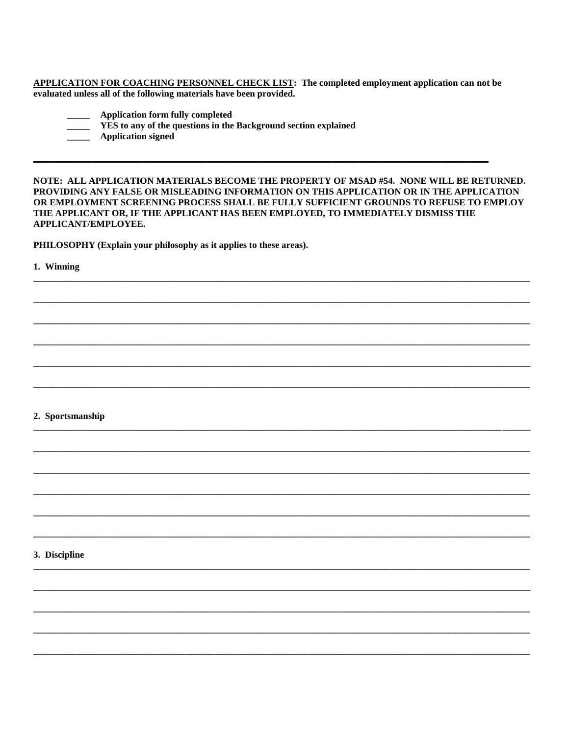**APPLICATION FOR COACHING PERSONNEL CHECK LIST: The completed employment application can not be evaluated unless all of the following materials have been provided.**

- _____ **Application form fully completed**
- _____ **YES to any of the questions in the Background section explained**
- _____ **Application signed**

---

**NOTE: ALL APPLICATION MATERIALS BECOME THE PROPERTY OF MSAD #54. NONE WILL BE RETURNED. PROVIDING ANY FALSE OR MISLEADING INFORMATION ON THIS APPLICATION OR IN THE APPLICATION OR EMPLOYMENT SCREENING PROCESS SHALL BE FULLY SUFFICIENT GROUNDS TO REFUSE TO EMPLOY THE APPLICANT OR, IF THE APPLICANT HAS BEEN EMPLOYED, TO IMMEDIATELY DISMISS THE APPLICANT/EMPLOYEE.**

**PHILOSOPHY (Explain your philosophy as it applies to these areas).**

**1. Winning**

______________________________________________________________________________

______________________________________________________________________________

______________________________________________________________________________

______________________________________________________________________________

______________________________________________________________________________

______________________________________________________________________________

**2. Sportsmanship**

______________________________________________________________________________

______________________________________________________________________________

______________________________________________________________________________

______________________________________________________________________________

______________________________________________________________________________

______________________________________________________________________________

**3. Discipline**

______________________________________________________________________________

______________________________________________________________________________

______________________________________________________________________________

______________________________________________________________________________

______________________________________________________________________________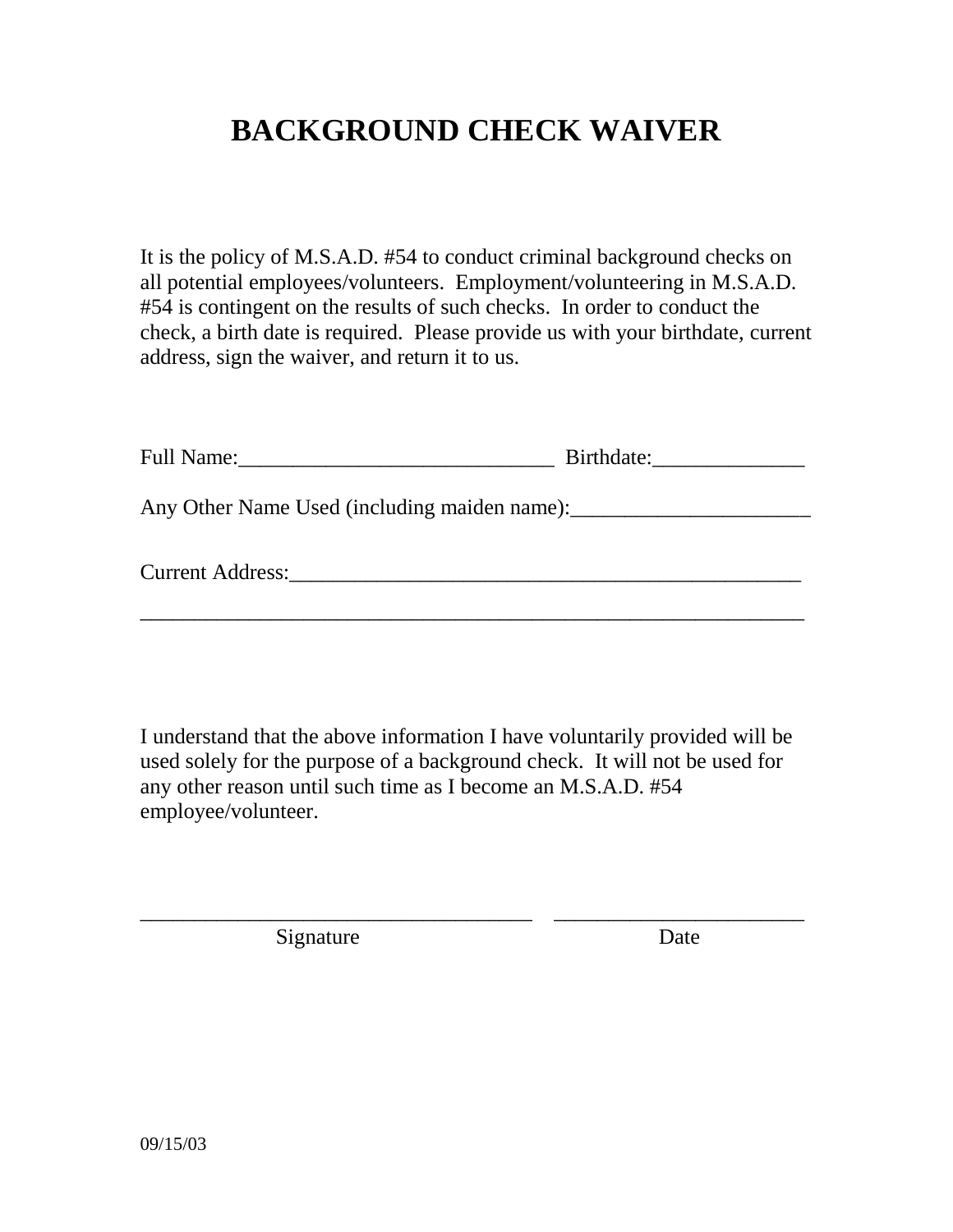# BACKGROUND CHECK WAIVER

It is the policy of M.S.A.D. #54 to conduct criminal background checks on all potential employees/volunteers. Employment/volunteering in M.S.A.D. #54 is contingent on the results of such checks. In order to conduct the check, a birth date is required. Please provide us with your birthdate, current address, sign the waiver, and return it to us.

Full Name:______________________________ Birthdate:______________

Any Other Name Used (including maiden name):______________________

Current Address:________________________________________________

______________________________________________________________

I understand that the above information I have voluntarily provided will be used solely for the purpose of a background check. It will not be used for any other reason until such time as I become an M.S.A.D. #54 employee/volunteer.

_____________________________________ _______________________

Signature Date

09/15/03